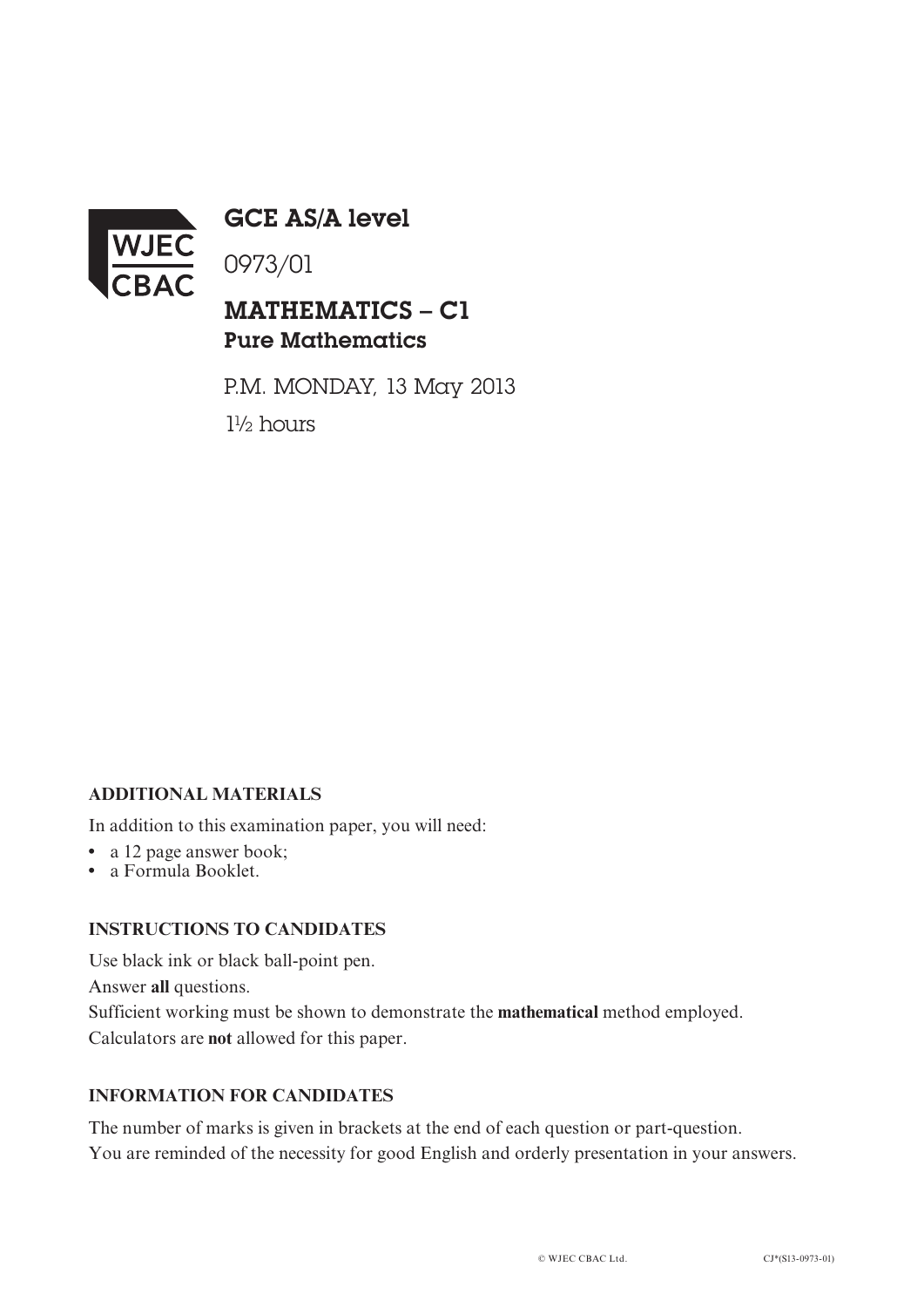WJEC CBAC

# GCE AS/A level

0973/01

## MATHEMATICS – C1

### Pure Mathematics

P.M. MONDAY, 13 May 2013

1½ hours

**ADDITIONAL MATERIALS**

In addition to this examination paper, you will need:

- a 12 page answer book;
- a Formula Booklet.

**INSTRUCTIONS TO CANDIDATES**

Use black ink or black ball-point pen.

Answer **all** questions.

Sufficient working must be shown to demonstrate the **mathematical** method employed.

Calculators are **not** allowed for this paper.

**INFORMATION FOR CANDIDATES**

The number of marks is given in brackets at the end of each question or part-question.

You are reminded of the necessity for good English and orderly presentation in your answers.

© WJEC CBAC Ltd. CJ*(S13-0973-01)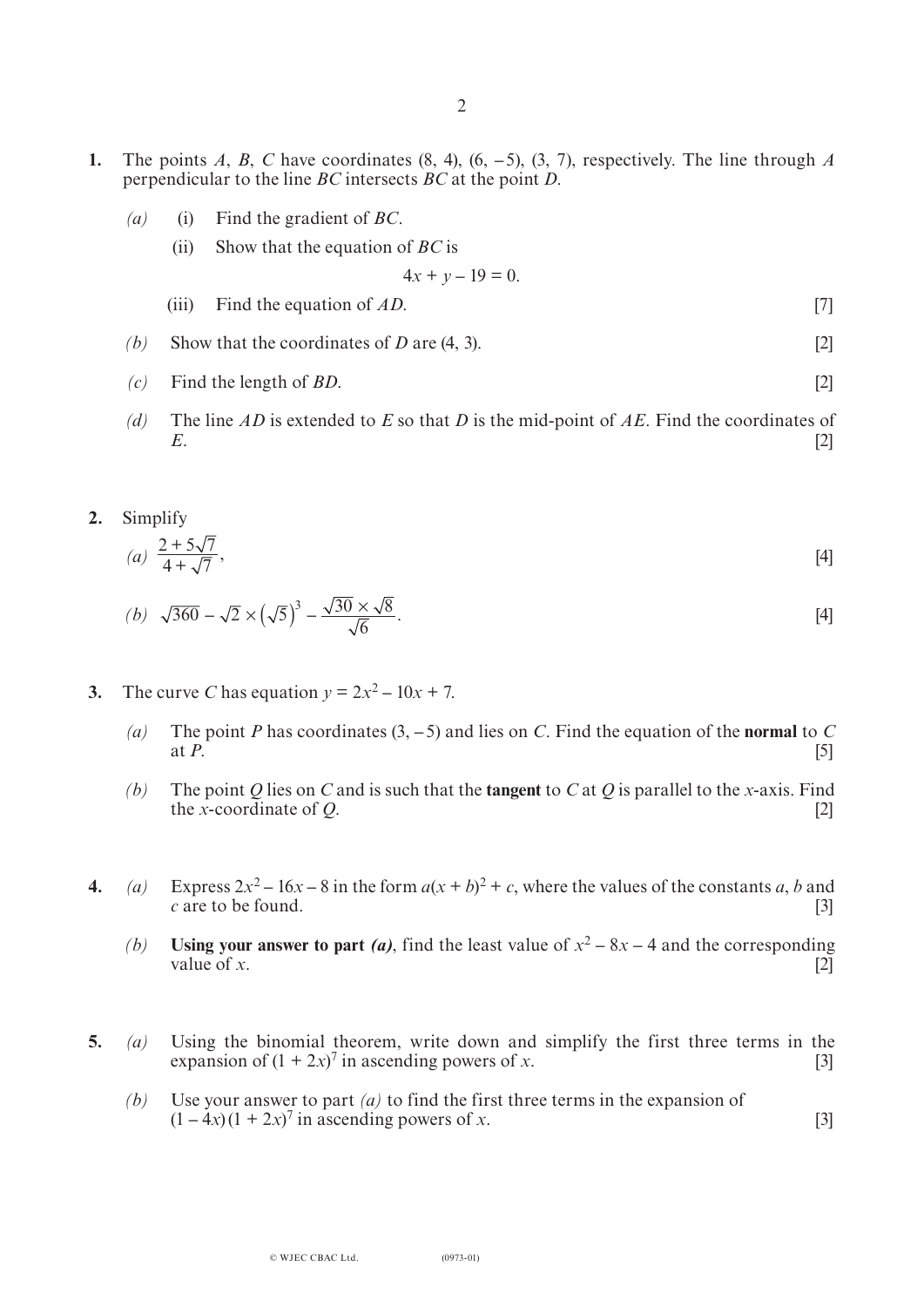**1.** The points $A$, $B$, $C$ have coordinates $(8, 4)$, $(6, -5)$, $(3, 7)$, respectively. The line through $A$ perpendicular to the line $BC$ intersects $BC$ at the point $D$.

*(a)* (i) Find the gradient of $BC$.

(ii) Show that the equation of $BC$ is

$$4x + y - 19 = 0.$$

(iii) Find the equation of $AD$. [7]

*(b)* Show that the coordinates of $D$ are $(4, 3)$. [2]

*(c)* Find the length of $BD$. [2]

*(d)* The line $AD$ is extended to $E$ so that $D$ is the mid-point of $AE$. Find the coordinates of $E$. [2]

**2.** Simplify

*(a)* $\dfrac{2 + 5\sqrt{7}}{4 + \sqrt{7}}$, [4]

*(b)* $\sqrt{360} - \sqrt{2} \times \left(\sqrt{5}\right)^3 - \dfrac{\sqrt{30} \times \sqrt{8}}{\sqrt{6}}$. [4]

**3.** The curve $C$ has equation $y = 2x^2 - 10x + 7$.

*(a)* The point $P$ has coordinates $(3, -5)$ and lies on $C$. Find the equation of the **normal** to $C$ at $P$. [5]

*(b)* The point $Q$ lies on $C$ and is such that the **tangent** to $C$ at $Q$ is parallel to the $x$-axis. Find the $x$-coordinate of $Q$. [2]

**4.** *(a)* Express $2x^2 - 16x - 8$ in the form $a(x + b)^2 + c$, where the values of the constants $a$, $b$ and $c$ are to be found. [3]

*(b)* **Using your answer to part *(a)***, find the least value of $x^2 - 8x - 4$ and the corresponding value of $x$. [2]

**5.** *(a)* Using the binomial theorem, write down and simplify the first three terms in the expansion of $(1 + 2x)^7$ in ascending powers of $x$. [3]

*(b)* Use your answer to part *(a)* to find the first three terms in the expansion of $(1 - 4x)(1 + 2x)^7$ in ascending powers of $x$. [3]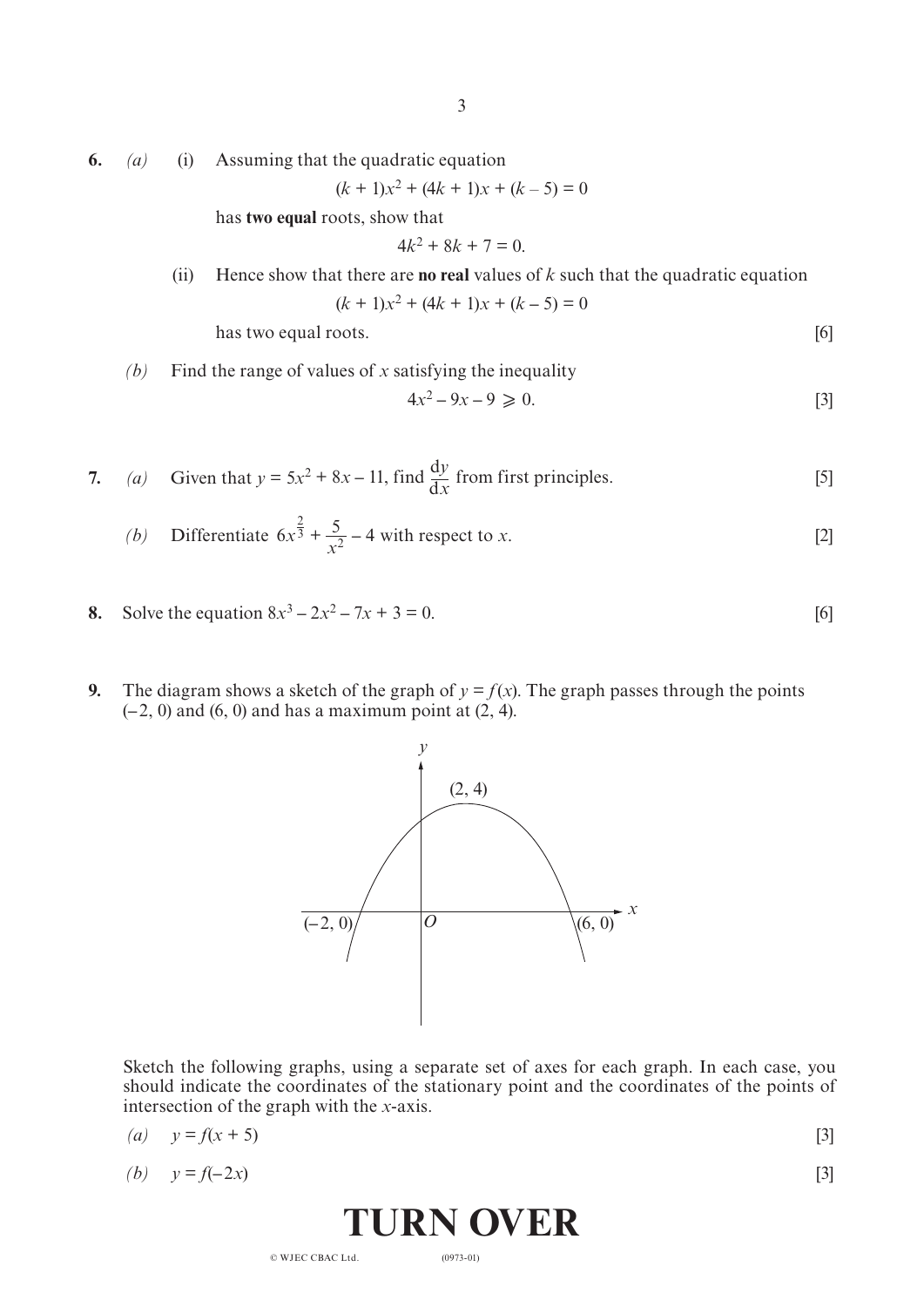**6.** *(a)* (i) Assuming that the quadratic equation

$$(k + 1)x^2 + (4k + 1)x + (k - 5) = 0$$

has **two equal** roots, show that

$$4k^2 + 8k + 7 = 0.$$

(ii) Hence show that there are **no real** values of $k$ such that the quadratic equation

$$(k + 1)x^2 + (4k + 1)x + (k - 5) = 0$$

has two equal roots. [6]

*(b)* Find the range of values of $x$ satisfying the inequality

$$4x^2 - 9x - 9 \geqslant 0.$$ [3]

**7.** *(a)* Given that $y = 5x^2 + 8x - 11$, find $\frac{\mathrm{d}y}{\mathrm{d}x}$ from first principles. [5]

*(b)* Differentiate $6x^{\frac{2}{3}} + \frac{5}{x^2} - 4$ with respect to $x$. [2]

**8.** Solve the equation $8x^3 - 2x^2 - 7x + 3 = 0$. [6]

**9.** The diagram shows a sketch of the graph of $y = f(x)$. The graph passes through the points $(-2, 0)$ and $(6, 0)$ and has a maximum point at $(2, 4)$.

Sketch the following graphs, using a separate set of axes for each graph. In each case, you should indicate the coordinates of the stationary point and the coordinates of the points of intersection of the graph with the $x$-axis.

*(a)* $y = f(x + 5)$ [3]

*(b)* $y = f(-2x)$ [3]

**TURN OVER**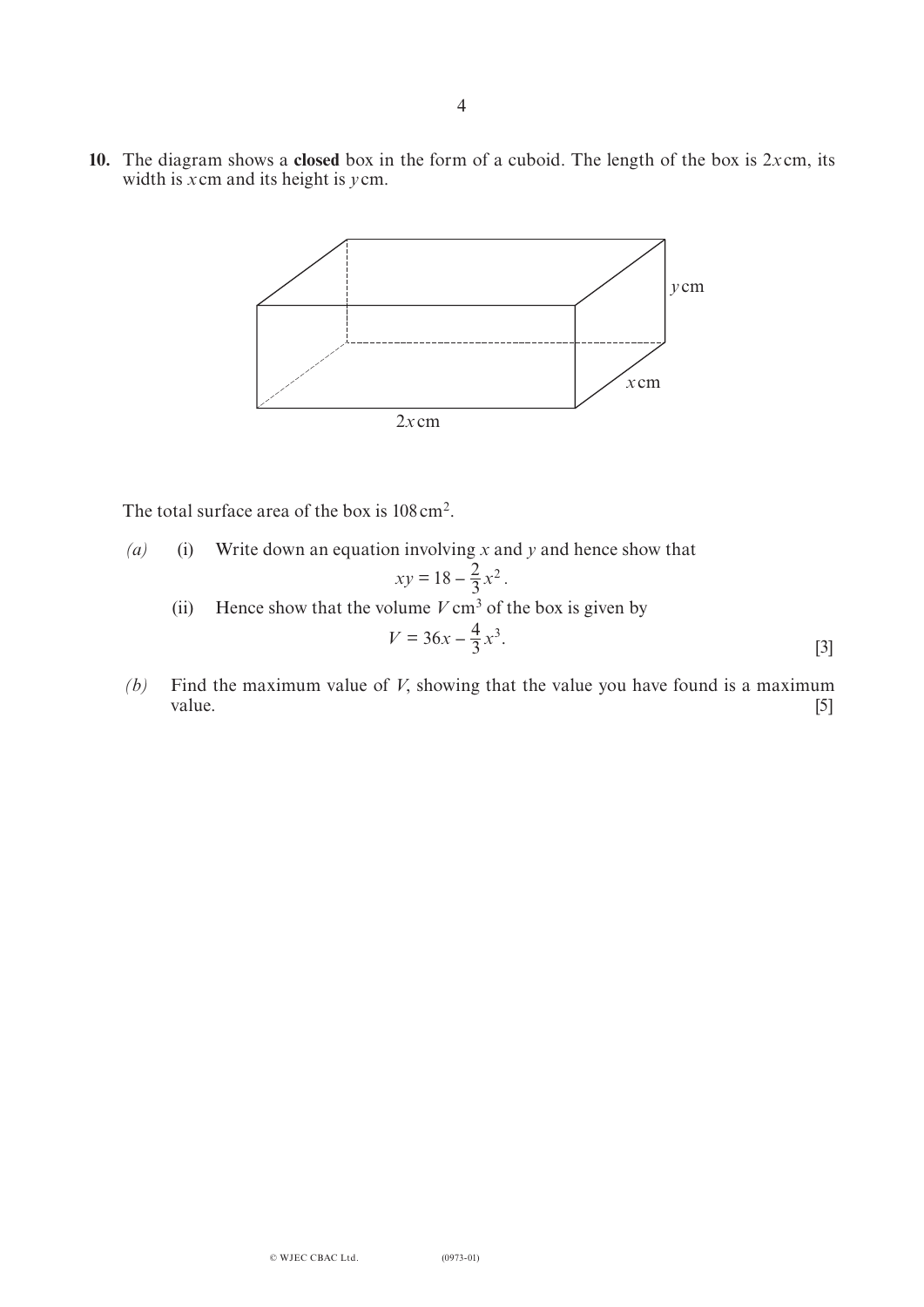**10.** The diagram shows a **closed** box in the form of a cuboid. The length of the box is $2x$ cm, its width is $x$ cm and its height is $y$ cm.

$y$ cm

$x$ cm

$2x$ cm

The total surface area of the box is $108\,\text{cm}^2$.

*(a)* (i) Write down an equation involving $x$ and $y$ and hence show that

$$xy = 18 - \frac{2}{3}x^2.$$

(ii) Hence show that the volume $V\,\text{cm}^3$ of the box is given by

$$V = 36x - \frac{4}{3}x^3.$$

[3]

*(b)* Find the maximum value of $V$, showing that the value you have found is a maximum value. [5]